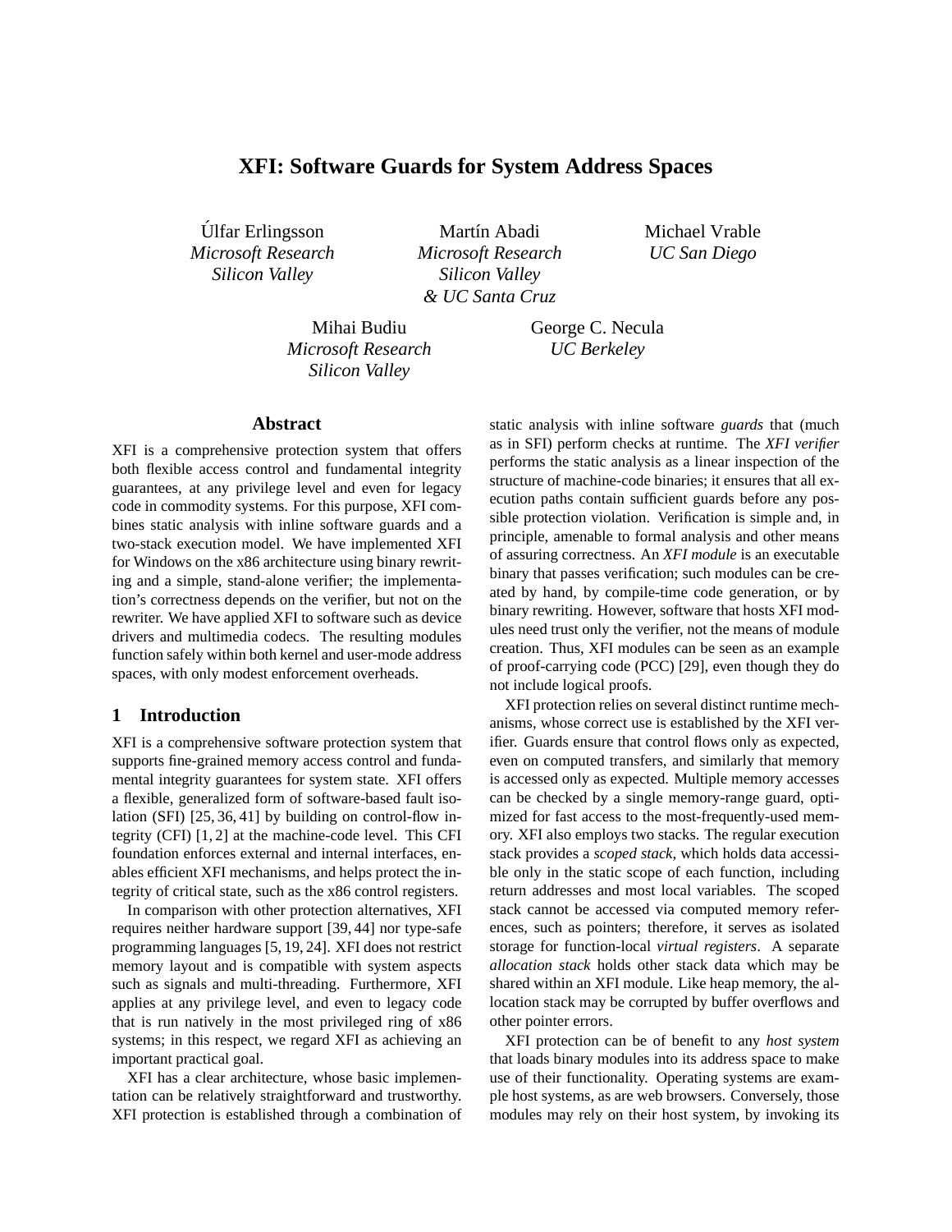# XFI: Software Guards for System Address Spaces

Úlfar Erlingsson
*Microsoft Research Silicon Valley*

Martín Abadi
*Microsoft Research Silicon Valley & UC Santa Cruz*

Michael Vrable
*UC San Diego*

Mihai Budiu
*Microsoft Research Silicon Valley*

George C. Necula
*UC Berkeley*

## Abstract

XFI is a comprehensive protection system that offers both flexible access control and fundamental integrity guarantees, at any privilege level and even for legacy code in commodity systems. For this purpose, XFI combines static analysis with inline software guards and a two-stack execution model. We have implemented XFI for Windows on the x86 architecture using binary rewriting and a simple, stand-alone verifier; the implementation's correctness depends on the verifier, but not on the rewriter. We have applied XFI to software such as device drivers and multimedia codecs. The resulting modules function safely within both kernel and user-mode address spaces, with only modest enforcement overheads.

## 1 Introduction

XFI is a comprehensive software protection system that supports fine-grained memory access control and fundamental integrity guarantees for system state. XFI offers a flexible, generalized form of software-based fault isolation (SFI) [25, 36, 41] by building on control-flow integrity (CFI) [1, 2] at the machine-code level. This CFI foundation enforces external and internal interfaces, enables efficient XFI mechanisms, and helps protect the integrity of critical state, such as the x86 control registers.

In comparison with other protection alternatives, XFI requires neither hardware support [39, 44] nor type-safe programming languages [5, 19, 24]. XFI does not restrict memory layout and is compatible with system aspects such as signals and multi-threading. Furthermore, XFI applies at any privilege level, and even to legacy code that is run natively in the most privileged ring of x86 systems; in this respect, we regard XFI as achieving an important practical goal.

XFI has a clear architecture, whose basic implementation can be relatively straightforward and trustworthy. XFI protection is established through a combination of static analysis with inline software *guards* that (much as in SFI) perform checks at runtime. The *XFI verifier* performs the static analysis as a linear inspection of the structure of machine-code binaries; it ensures that all execution paths contain sufficient guards before any possible protection violation. Verification is simple and, in principle, amenable to formal analysis and other means of assuring correctness. An *XFI module* is an executable binary that passes verification; such modules can be created by hand, by compile-time code generation, or by binary rewriting. However, software that hosts XFI modules need trust only the verifier, not the means of module creation. Thus, XFI modules can be seen as an example of proof-carrying code (PCC) [29], even though they do not include logical proofs.

XFI protection relies on several distinct runtime mechanisms, whose correct use is established by the XFI verifier. Guards ensure that control flows only as expected, even on computed transfers, and similarly that memory is accessed only as expected. Multiple memory accesses can be checked by a single memory-range guard, optimized for fast access to the most-frequently-used memory. XFI also employs two stacks. The regular execution stack provides a *scoped stack*, which holds data accessible only in the static scope of each function, including return addresses and most local variables. The scoped stack cannot be accessed via computed memory references, such as pointers; therefore, it serves as isolated storage for function-local *virtual registers*. A separate *allocation stack* holds other stack data which may be shared within an XFI module. Like heap memory, the allocation stack may be corrupted by buffer overflows and other pointer errors.

XFI protection can be of benefit to any *host system* that loads binary modules into its address space to make use of their functionality. Operating systems are example host systems, as are web browsers. Conversely, those modules may rely on their host system, by invoking its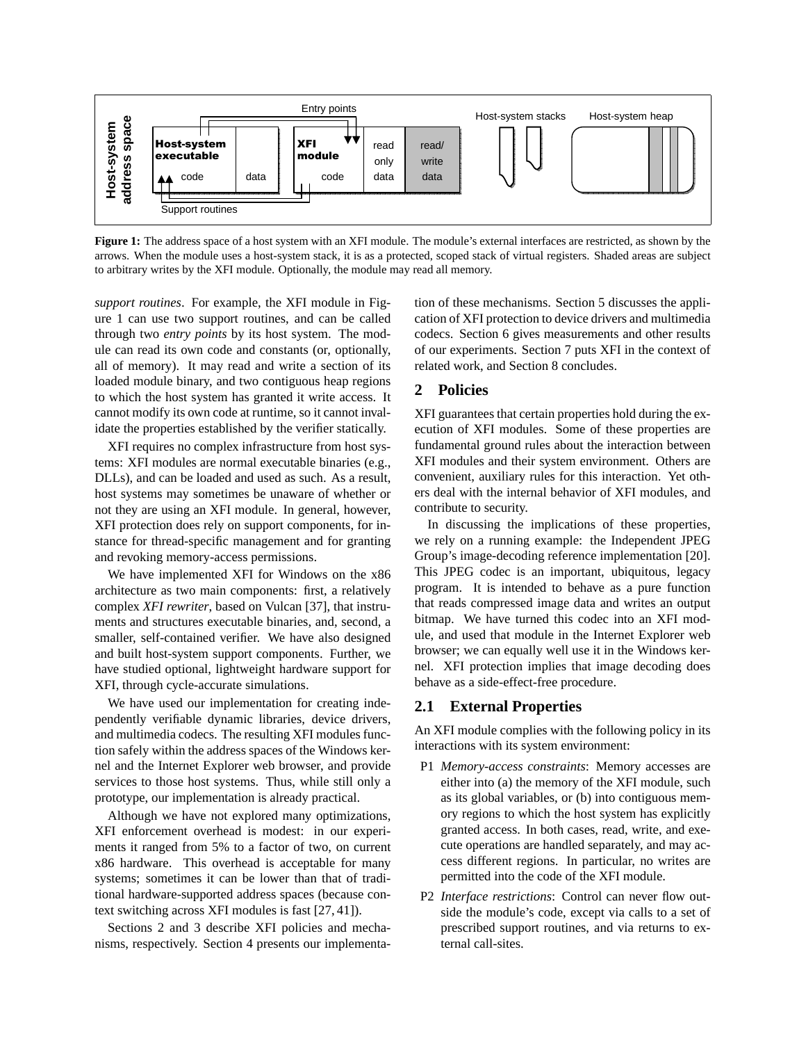**Figure 1:** The address space of a host system with an XFI module. The module's external interfaces are restricted, as shown by the arrows. When the module uses a host-system stack, it is as a protected, scoped stack of virtual registers. Shaded areas are subject to arbitrary writes by the XFI module. Optionally, the module may read all memory.

*support routines*. For example, the XFI module in Figure 1 can use two support routines, and can be called through two *entry points* by its host system. The module can read its own code and constants (or, optionally, all of memory). It may read and write a section of its loaded module binary, and two contiguous heap regions to which the host system has granted it write access. It cannot modify its own code at runtime, so it cannot invalidate the properties established by the verifier statically.

XFI requires no complex infrastructure from host systems: XFI modules are normal executable binaries (e.g., DLLs), and can be loaded and used as such. As a result, host systems may sometimes be unaware of whether or not they are using an XFI module. In general, however, XFI protection does rely on support components, for instance for thread-specific management and for granting and revoking memory-access permissions.

We have implemented XFI for Windows on the x86 architecture as two main components: first, a relatively complex *XFI rewriter*, based on Vulcan [37], that instruments and structures executable binaries, and, second, a smaller, self-contained verifier. We have also designed and built host-system support components. Further, we have studied optional, lightweight hardware support for XFI, through cycle-accurate simulations.

We have used our implementation for creating independently verifiable dynamic libraries, device drivers, and multimedia codecs. The resulting XFI modules function safely within the address spaces of the Windows kernel and the Internet Explorer web browser, and provide services to those host systems. Thus, while still only a prototype, our implementation is already practical.

Although we have not explored many optimizations, XFI enforcement overhead is modest: in our experiments it ranged from 5% to a factor of two, on current x86 hardware. This overhead is acceptable for many systems; sometimes it can be lower than that of traditional hardware-supported address spaces (because context switching across XFI modules is fast [27, 41]).

Sections 2 and 3 describe XFI policies and mechanisms, respectively. Section 4 presents our implementation of these mechanisms. Section 5 discusses the application of XFI protection to device drivers and multimedia codecs. Section 6 gives measurements and other results of our experiments. Section 7 puts XFI in the context of related work, and Section 8 concludes.

## 2 Policies

XFI guarantees that certain properties hold during the execution of XFI modules. Some of these properties are fundamental ground rules about the interaction between XFI modules and their system environment. Others are convenient, auxiliary rules for this interaction. Yet others deal with the internal behavior of XFI modules, and contribute to security.

In discussing the implications of these properties, we rely on a running example: the Independent JPEG Group's image-decoding reference implementation [20]. This JPEG codec is an important, ubiquitous, legacy program. It is intended to behave as a pure function that reads compressed image data and writes an output bitmap. We have turned this codec into an XFI module, and used that module in the Internet Explorer web browser; we can equally well use it in the Windows kernel. XFI protection implies that image decoding does behave as a side-effect-free procedure.

### 2.1 External Properties

An XFI module complies with the following policy in its interactions with its system environment:

- P1 *Memory-access constraints*: Memory accesses are either into (a) the memory of the XFI module, such as its global variables, or (b) into contiguous memory regions to which the host system has explicitly granted access. In both cases, read, write, and execute operations are handled separately, and may access different regions. In particular, no writes are permitted into the code of the XFI module.
- P2 *Interface restrictions*: Control can never flow outside the module's code, except via calls to a set of prescribed support routines, and via returns to external call-sites.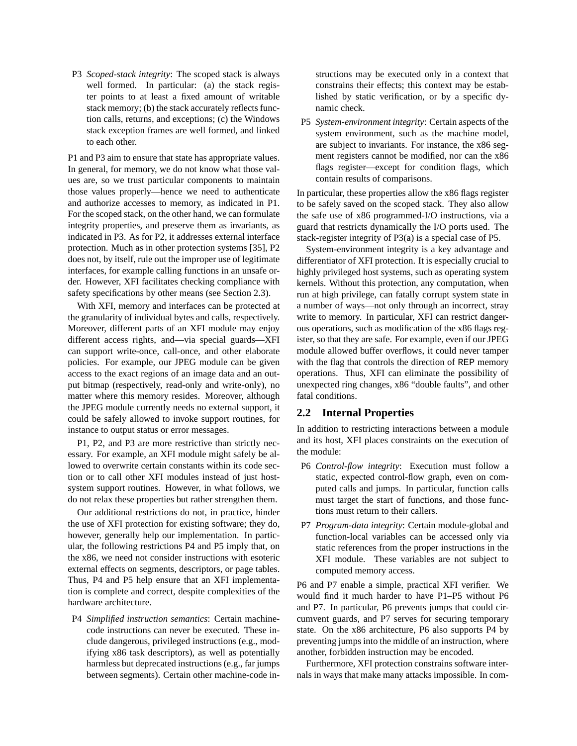P3 *Scoped-stack integrity*: The scoped stack is always well formed. In particular: (a) the stack register points to at least a fixed amount of writable stack memory; (b) the stack accurately reflects function calls, returns, and exceptions; (c) the Windows stack exception frames are well formed, and linked to each other.

P1 and P3 aim to ensure that state has appropriate values. In general, for memory, we do not know what those values are, so we trust particular components to maintain those values properly—hence we need to authenticate and authorize accesses to memory, as indicated in P1. For the scoped stack, on the other hand, we can formulate integrity properties, and preserve them as invariants, as indicated in P3. As for P2, it addresses external interface protection. Much as in other protection systems [35], P2 does not, by itself, rule out the improper use of legitimate interfaces, for example calling functions in an unsafe order. However, XFI facilitates checking compliance with safety specifications by other means (see Section 2.3).

With XFI, memory and interfaces can be protected at the granularity of individual bytes and calls, respectively. Moreover, different parts of an XFI module may enjoy different access rights, and—via special guards—XFI can support write-once, call-once, and other elaborate policies. For example, our JPEG module can be given access to the exact regions of an image data and an output bitmap (respectively, read-only and write-only), no matter where this memory resides. Moreover, although the JPEG module currently needs no external support, it could be safely allowed to invoke support routines, for instance to output status or error messages.

P1, P2, and P3 are more restrictive than strictly necessary. For example, an XFI module might safely be allowed to overwrite certain constants within its code section or to call other XFI modules instead of just host-system support routines. However, in what follows, we do not relax these properties but rather strengthen them.

Our additional restrictions do not, in practice, hinder the use of XFI protection for existing software; they do, however, generally help our implementation. In particular, the following restrictions P4 and P5 imply that, on the x86, we need not consider instructions with esoteric external effects on segments, descriptors, or page tables. Thus, P4 and P5 help ensure that an XFI implementation is complete and correct, despite complexities of the hardware architecture.

P4 *Simplified instruction semantics*: Certain machine-code instructions can never be executed. These include dangerous, privileged instructions (e.g., modifying x86 task descriptors), as well as potentially harmless but deprecated instructions (e.g., far jumps between segments). Certain other machine-code instructions may be executed only in a context that constrains their effects; this context may be established by static verification, or by a specific dynamic check.

P5 *System-environment integrity*: Certain aspects of the system environment, such as the machine model, are subject to invariants. For instance, the x86 segment registers cannot be modified, nor can the x86 flags register—except for condition flags, which contain results of comparisons.

In particular, these properties allow the x86 flags register to be safely saved on the scoped stack. They also allow the safe use of x86 programmed-I/O instructions, via a guard that restricts dynamically the I/O ports used. The stack-register integrity of P3(a) is a special case of P5.

System-environment integrity is a key advantage and differentiator of XFI protection. It is especially crucial to highly privileged host systems, such as operating system kernels. Without this protection, any computation, when run at high privilege, can fatally corrupt system state in a number of ways—not only through an incorrect, stray write to memory. In particular, XFI can restrict dangerous operations, such as modification of the x86 flags register, so that they are safe. For example, even if our JPEG module allowed buffer overflows, it could never tamper with the flag that controls the direction of `REP` memory operations. Thus, XFI can eliminate the possibility of unexpected ring changes, x86 "double faults", and other fatal conditions.

## 2.2 Internal Properties

In addition to restricting interactions between a module and its host, XFI places constraints on the execution of the module:

P6 *Control-flow integrity*: Execution must follow a static, expected control-flow graph, even on computed calls and jumps. In particular, function calls must target the start of functions, and those functions must return to their callers.

P7 *Program-data integrity*: Certain module-global and function-local variables can be accessed only via static references from the proper instructions in the XFI module. These variables are not subject to computed memory access.

P6 and P7 enable a simple, practical XFI verifier. We would find it much harder to have P1–P5 without P6 and P7. In particular, P6 prevents jumps that could circumvent guards, and P7 serves for securing temporary state. On the x86 architecture, P6 also supports P4 by preventing jumps into the middle of an instruction, where another, forbidden instruction may be encoded.

Furthermore, XFI protection constrains software internals in ways that make many attacks impossible. In com-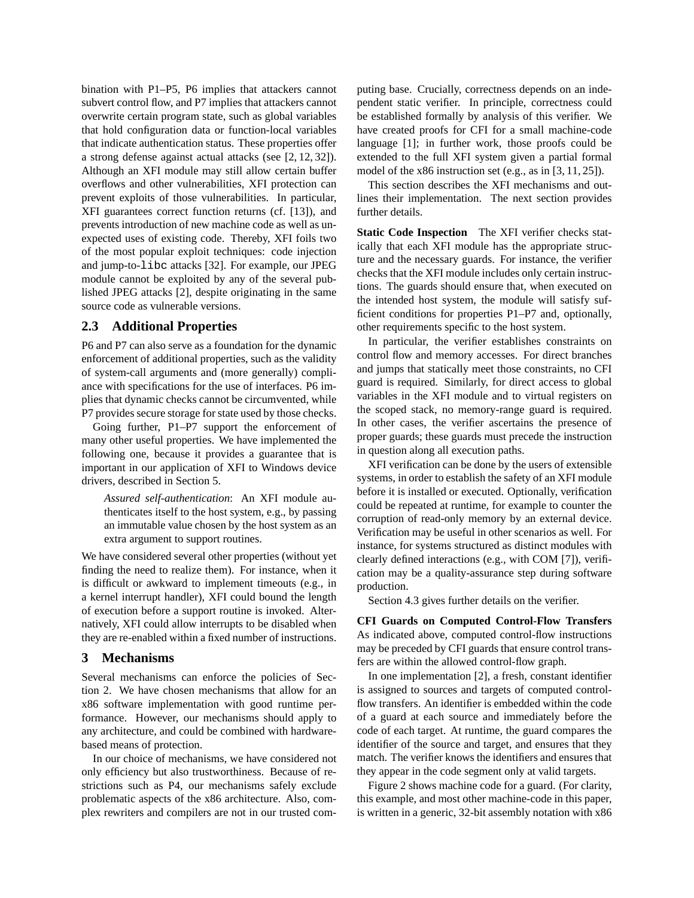bination with P1–P5, P6 implies that attackers cannot subvert control flow, and P7 implies that attackers cannot overwrite certain program state, such as global variables that hold configuration data or function-local variables that indicate authentication status. These properties offer a strong defense against actual attacks (see [2, 12, 32]). Although an XFI module may still allow certain buffer overflows and other vulnerabilities, XFI protection can prevent exploits of those vulnerabilities. In particular, XFI guarantees correct function returns (cf. [13]), and prevents introduction of new machine code as well as unexpected uses of existing code. Thereby, XFI foils two of the most popular exploit techniques: code injection and jump-to-`libc` attacks [32]. For example, our JPEG module cannot be exploited by any of the several published JPEG attacks [2], despite originating in the same source code as vulnerable versions.

## 2.3 Additional Properties

P6 and P7 can also serve as a foundation for the dynamic enforcement of additional properties, such as the validity of system-call arguments and (more generally) compliance with specifications for the use of interfaces. P6 implies that dynamic checks cannot be circumvented, while P7 provides secure storage for state used by those checks.

Going further, P1–P7 support the enforcement of many other useful properties. We have implemented the following one, because it provides a guarantee that is important in our application of XFI to Windows device drivers, described in Section 5.

> *Assured self-authentication*: An XFI module authenticates itself to the host system, e.g., by passing an immutable value chosen by the host system as an extra argument to support routines.

We have considered several other properties (without yet finding the need to realize them). For instance, when it is difficult or awkward to implement timeouts (e.g., in a kernel interrupt handler), XFI could bound the length of execution before a support routine is invoked. Alternatively, XFI could allow interrupts to be disabled when they are re-enabled within a fixed number of instructions.

# 3 Mechanisms

Several mechanisms can enforce the policies of Section 2. We have chosen mechanisms that allow for an x86 software implementation with good runtime performance. However, our mechanisms should apply to any architecture, and could be combined with hardware-based means of protection.

In our choice of mechanisms, we have considered not only efficiency but also trustworthiness. Because of restrictions such as P4, our mechanisms safely exclude problematic aspects of the x86 architecture. Also, complex rewriters and compilers are not in our trusted computing base. Crucially, correctness depends on an independent static verifier. In principle, correctness could be established formally by analysis of this verifier. We have created proofs for CFI for a small machine-code language [1]; in further work, those proofs could be extended to the full XFI system given a partial formal model of the x86 instruction set (e.g., as in [3, 11, 25]).

This section describes the XFI mechanisms and outlines their implementation. The next section provides further details.

**Static Code Inspection** The XFI verifier checks statically that each XFI module has the appropriate structure and the necessary guards. For instance, the verifier checks that the XFI module includes only certain instructions. The guards should ensure that, when executed on the intended host system, the module will satisfy sufficient conditions for properties P1–P7 and, optionally, other requirements specific to the host system.

In particular, the verifier establishes constraints on control flow and memory accesses. For direct branches and jumps that statically meet those constraints, no CFI guard is required. Similarly, for direct access to global variables in the XFI module and to virtual registers on the scoped stack, no memory-range guard is required. In other cases, the verifier ascertains the presence of proper guards; these guards must precede the instruction in question along all execution paths.

XFI verification can be done by the users of extensible systems, in order to establish the safety of an XFI module before it is installed or executed. Optionally, verification could be repeated at runtime, for example to counter the corruption of read-only memory by an external device. Verification may be useful in other scenarios as well. For instance, for systems structured as distinct modules with clearly defined interactions (e.g., with COM [7]), verification may be a quality-assurance step during software production.

Section 4.3 gives further details on the verifier.

**CFI Guards on Computed Control-Flow Transfers** As indicated above, computed control-flow instructions may be preceded by CFI guards that ensure control transfers are within the allowed control-flow graph.

In one implementation [2], a fresh, constant identifier is assigned to sources and targets of computed control-flow transfers. An identifier is embedded within the code of a guard at each source and immediately before the code of each target. At runtime, the guard compares the identifier of the source and target, and ensures that they match. The verifier knows the identifiers and ensures that they appear in the code segment only at valid targets.

Figure 2 shows machine code for a guard. (For clarity, this example, and most other machine-code in this paper, is written in a generic, 32-bit assembly notation with x86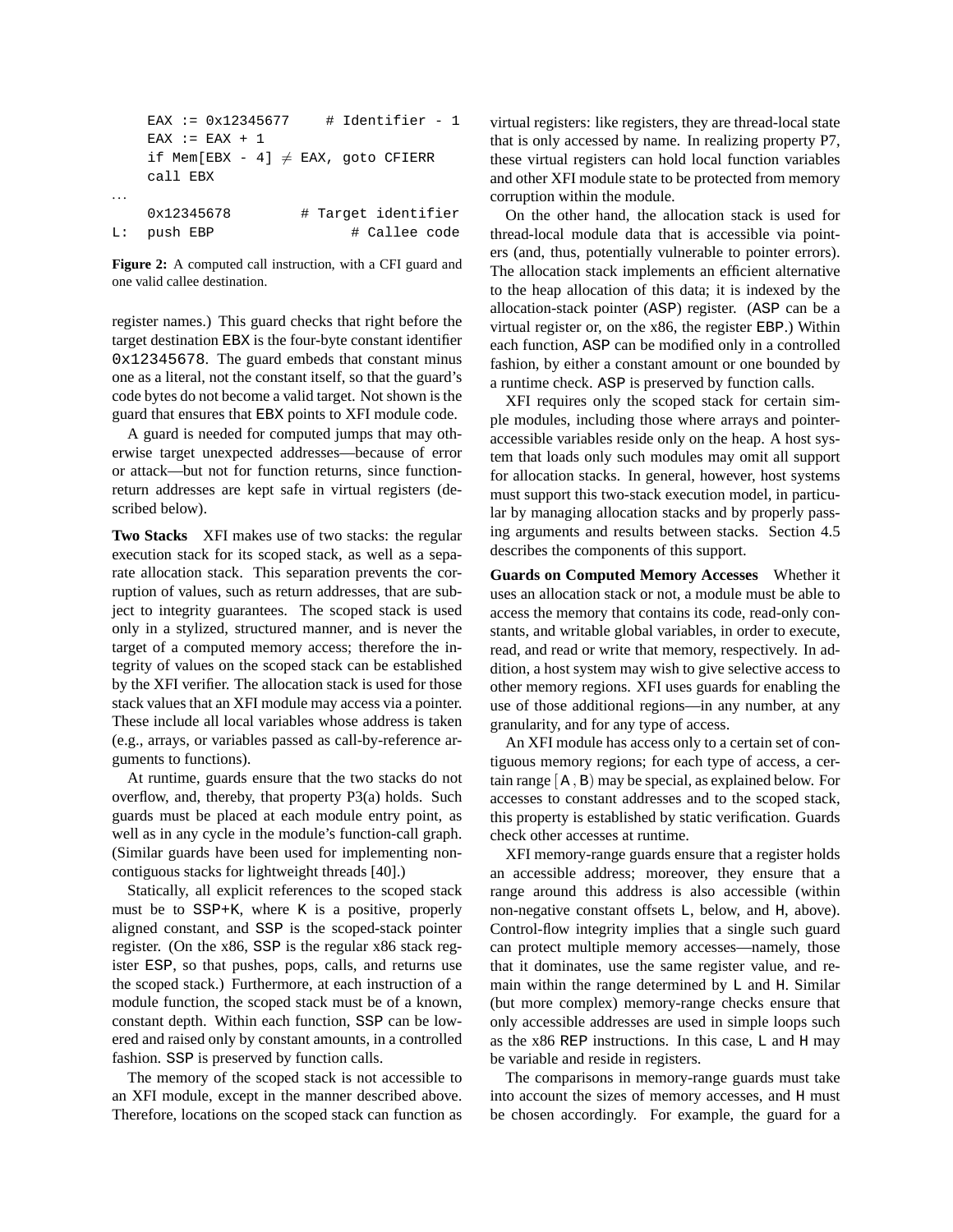```
    EAX := 0x12345677     # Identifier - 1
    EAX := EAX + 1
    if Mem[EBX - 4] ≠ EAX, goto CFIERR
    call EBX
...
    0x12345678          # Target identifier
L:  push EBP                    # Callee code
```

**Figure 2:** A computed call instruction, with a CFI guard and one valid callee destination.

register names.) This guard checks that right before the target destination EBX is the four-byte constant identifier 0x12345678. The guard embeds that constant minus one as a literal, not the constant itself, so that the guard's code bytes do not become a valid target. Not shown is the guard that ensures that EBX points to XFI module code.

A guard is needed for computed jumps that may otherwise target unexpected addresses—because of error or attack—but not for function returns, since function-return addresses are kept safe in virtual registers (described below).

**Two Stacks** XFI makes use of two stacks: the regular execution stack for its scoped stack, as well as a separate allocation stack. This separation prevents the corruption of values, such as return addresses, that are subject to integrity guarantees. The scoped stack is used only in a stylized, structured manner, and is never the target of a computed memory access; therefore the integrity of values on the scoped stack can be established by the XFI verifier. The allocation stack is used for those stack values that an XFI module may access via a pointer. These include all local variables whose address is taken (e.g., arrays, or variables passed as call-by-reference arguments to functions).

At runtime, guards ensure that the two stacks do not overflow, and, thereby, that property P3(a) holds. Such guards must be placed at each module entry point, as well as in any cycle in the module's function-call graph. (Similar guards have been used for implementing non-contiguous stacks for lightweight threads [40].)

Statically, all explicit references to the scoped stack must be to SSP+K, where K is a positive, properly aligned constant, and SSP is the scoped-stack pointer register. (On the x86, SSP is the regular x86 stack register ESP, so that pushes, pops, calls, and returns use the scoped stack.) Furthermore, at each instruction of a module function, the scoped stack must be of a known, constant depth. Within each function, SSP can be lowered and raised only by constant amounts, in a controlled fashion. SSP is preserved by function calls.

The memory of the scoped stack is not accessible to an XFI module, except in the manner described above. Therefore, locations on the scoped stack can function as virtual registers: like registers, they are thread-local state that is only accessed by name. In realizing property P7, these virtual registers can hold local function variables and other XFI module state to be protected from memory corruption within the module.

On the other hand, the allocation stack is used for thread-local module data that is accessible via pointers (and, thus, potentially vulnerable to pointer errors). The allocation stack implements an efficient alternative to the heap allocation of this data; it is indexed by the allocation-stack pointer (ASP) register. (ASP can be a virtual register or, on the x86, the register EBP.) Within each function, ASP can be modified only in a controlled fashion, by either a constant amount or one bounded by a runtime check. ASP is preserved by function calls.

XFI requires only the scoped stack for certain simple modules, including those where arrays and pointer-accessible variables reside only on the heap. A host system that loads only such modules may omit all support for allocation stacks. In general, however, host systems must support this two-stack execution model, in particular by managing allocation stacks and by properly passing arguments and results between stacks. Section 4.5 describes the components of this support.

**Guards on Computed Memory Accesses** Whether it uses an allocation stack or not, a module must be able to access the memory that contains its code, read-only constants, and writable global variables, in order to execute, read, and read or write that memory, respectively. In addition, a host system may wish to give selective access to other memory regions. XFI uses guards for enabling the use of those additional regions—in any number, at any granularity, and for any type of access.

An XFI module has access only to a certain set of contiguous memory regions; for each type of access, a certain range $[\mathtt{A}, \mathtt{B})$ may be special, as explained below. For accesses to constant addresses and to the scoped stack, this property is established by static verification. Guards check other accesses at runtime.

XFI memory-range guards ensure that a register holds an accessible address; moreover, they ensure that a range around this address is also accessible (within non-negative constant offsets L, below, and H, above). Control-flow integrity implies that a single such guard can protect multiple memory accesses—namely, those that it dominates, use the same register value, and remain within the range determined by L and H. Similar (but more complex) memory-range checks ensure that only accessible addresses are used in simple loops such as the x86 REP instructions. In this case, L and H may be variable and reside in registers.

The comparisons in memory-range guards must take into account the sizes of memory accesses, and H must be chosen accordingly. For example, the guard for a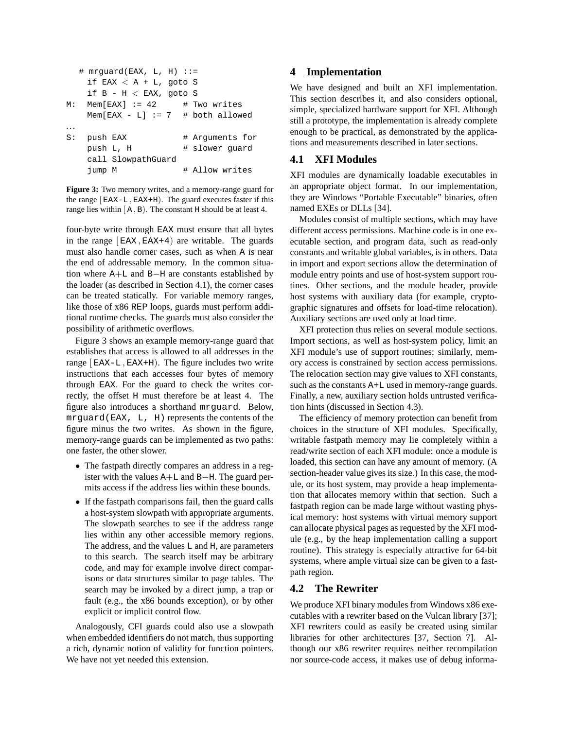```
   # mrguard(EAX, L, H) ::=
     if EAX < A + L, goto S
     if B - H < EAX, goto S
M:   Mem[EAX] := 42      # Two writes
     Mem[EAX - L] := 7   # both allowed
...
S:   push EAX            # Arguments for
     push L, H           # slower guard
     call SlowpathGuard
     jump M              # Allow writes
```

**Figure 3:** Two memory writes, and a memory-range guard for the range [EAX-L , EAX+H). The guard executes faster if this range lies within [A , B). The constant H should be at least 4.

four-byte write through EAX must ensure that all bytes in the range [EAX , EAX+4) are writable. The guards must also handle corner cases, such as when A is near the end of addressable memory. In the common situation where A+L and B−H are constants established by the loader (as described in Section 4.1), the corner cases can be treated statically. For variable memory ranges, like those of x86 REP loops, guards must perform additional runtime checks. The guards must also consider the possibility of arithmetic overflows.

Figure 3 shows an example memory-range guard that establishes that access is allowed to all addresses in the range [EAX-L , EAX+H). The figure includes two write instructions that each accesses four bytes of memory through EAX. For the guard to check the writes correctly, the offset H must therefore be at least 4. The figure also introduces a shorthand mrguard. Below, mrguard(EAX, L, H) represents the contents of the figure minus the two writes. As shown in the figure, memory-range guards can be implemented as two paths: one faster, the other slower.

- The fastpath directly compares an address in a register with the values A+L and B−H. The guard permits access if the address lies within these bounds.
- If the fastpath comparisons fail, then the guard calls a host-system slowpath with appropriate arguments. The slowpath searches to see if the address range lies within any other accessible memory regions. The address, and the values L and H, are parameters to this search. The search itself may be arbitrary code, and may for example involve direct comparisons or data structures similar to page tables. The search may be invoked by a direct jump, a trap or fault (e.g., the x86 bounds exception), or by other explicit or implicit control flow.

Analogously, CFI guards could also use a slowpath when embedded identifiers do not match, thus supporting a rich, dynamic notion of validity for function pointers. We have not yet needed this extension.

# 4 Implementation

We have designed and built an XFI implementation. This section describes it, and also considers optional, simple, specialized hardware support for XFI. Although still a prototype, the implementation is already complete enough to be practical, as demonstrated by the applications and measurements described in later sections.

## 4.1 XFI Modules

XFI modules are dynamically loadable executables in an appropriate object format. In our implementation, they are Windows "Portable Executable" binaries, often named EXEs or DLLs [34].

Modules consist of multiple sections, which may have different access permissions. Machine code is in one executable section, and program data, such as read-only constants and writable global variables, is in others. Data in import and export sections allow the determination of module entry points and use of host-system support routines. Other sections, and the module header, provide host systems with auxiliary data (for example, cryptographic signatures and offsets for load-time relocation). Auxiliary sections are used only at load time.

XFI protection thus relies on several module sections. Import sections, as well as host-system policy, limit an XFI module's use of support routines; similarly, memory access is constrained by section access permissions. The relocation section may give values to XFI constants, such as the constants A+L used in memory-range guards. Finally, a new, auxiliary section holds untrusted verification hints (discussed in Section 4.3).

The efficiency of memory protection can benefit from choices in the structure of XFI modules. Specifically, writable fastpath memory may lie completely within a read/write section of each XFI module: once a module is loaded, this section can have any amount of memory. (A section-header value gives its size.) In this case, the module, or its host system, may provide a heap implementation that allocates memory within that section. Such a fastpath region can be made large without wasting physical memory: host systems with virtual memory support can allocate physical pages as requested by the XFI module (e.g., by the heap implementation calling a support routine). This strategy is especially attractive for 64-bit systems, where ample virtual size can be given to a fastpath region.

## 4.2 The Rewriter

We produce XFI binary modules from Windows x86 executables with a rewriter based on the Vulcan library [37]; XFI rewriters could as easily be created using similar libraries for other architectures [37, Section 7]. Although our x86 rewriter requires neither recompilation nor source-code access, it makes use of debug informa-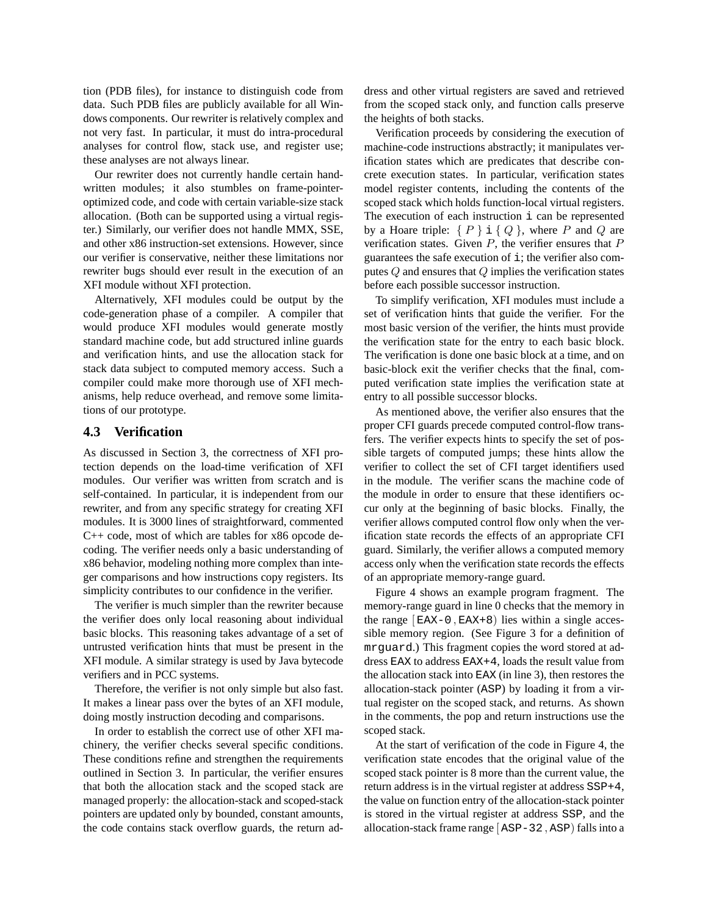tion (PDB files), for instance to distinguish code from data. Such PDB files are publicly available for all Windows components. Our rewriter is relatively complex and not very fast. In particular, it must do intra-procedural analyses for control flow, stack use, and register use; these analyses are not always linear.

Our rewriter does not currently handle certain handwritten modules; it also stumbles on frame-pointer-optimized code, and code with certain variable-size stack allocation. (Both can be supported using a virtual register.) Similarly, our verifier does not handle MMX, SSE, and other x86 instruction-set extensions. However, since our verifier is conservative, neither these limitations nor rewriter bugs should ever result in the execution of an XFI module without XFI protection.

Alternatively, XFI modules could be output by the code-generation phase of a compiler. A compiler that would produce XFI modules would generate mostly standard machine code, but add structured inline guards and verification hints, and use the allocation stack for stack data subject to computed memory access. Such a compiler could make more thorough use of XFI mechanisms, help reduce overhead, and remove some limitations of our prototype.

### 4.3 Verification

As discussed in Section 3, the correctness of XFI protection depends on the load-time verification of XFI modules. Our verifier was written from scratch and is self-contained. In particular, it is independent from our rewriter, and from any specific strategy for creating XFI modules. It is 3000 lines of straightforward, commented C++ code, most of which are tables for x86 opcode decoding. The verifier needs only a basic understanding of x86 behavior, modeling nothing more complex than integer comparisons and how instructions copy registers. Its simplicity contributes to our confidence in the verifier.

The verifier is much simpler than the rewriter because the verifier does only local reasoning about individual basic blocks. This reasoning takes advantage of a set of untrusted verification hints that must be present in the XFI module. A similar strategy is used by Java bytecode verifiers and in PCC systems.

Therefore, the verifier is not only simple but also fast. It makes a linear pass over the bytes of an XFI module, doing mostly instruction decoding and comparisons.

In order to establish the correct use of other XFI machinery, the verifier checks several specific conditions. These conditions refine and strengthen the requirements outlined in Section 3. In particular, the verifier ensures that both the allocation stack and the scoped stack are managed properly: the allocation-stack and scoped-stack pointers are updated only by bounded, constant amounts, the code contains stack overflow guards, the return address and other virtual registers are saved and retrieved from the scoped stack only, and function calls preserve the heights of both stacks.

Verification proceeds by considering the execution of machine-code instructions abstractly; it manipulates verification states which are predicates that describe concrete execution states. In particular, verification states model register contents, including the contents of the scoped stack which holds function-local virtual registers. The execution of each instruction `i` can be represented by a Hoare triple: $\{\, P \,\}\ \mathtt{i}\ \{\, Q \,\}$, where $P$ and $Q$ are verification states. Given $P$, the verifier ensures that $P$ guarantees the safe execution of `i`; the verifier also computes $Q$ and ensures that $Q$ implies the verification states before each possible successor instruction.

To simplify verification, XFI modules must include a set of verification hints that guide the verifier. For the most basic version of the verifier, the hints must provide the verification state for the entry to each basic block. The verification is done one basic block at a time, and on basic-block exit the verifier checks that the final, computed verification state implies the verification state at entry to all possible successor blocks.

As mentioned above, the verifier also ensures that the proper CFI guards precede computed control-flow transfers. The verifier expects hints to specify the set of possible targets of computed jumps; these hints allow the verifier to collect the set of CFI target identifiers used in the module. The verifier scans the machine code of the module in order to ensure that these identifiers occur only at the beginning of basic blocks. Finally, the verifier allows computed control flow only when the verification state records the effects of an appropriate CFI guard. Similarly, the verifier allows a computed memory access only when the verification state records the effects of an appropriate memory-range guard.

Figure 4 shows an example program fragment. The memory-range guard in line 0 checks that the memory in the range $[$`EAX-0`$,$`EAX+8`$)$ lies within a single accessible memory region. (See Figure 3 for a definition of `mrguard`.) This fragment copies the word stored at address EAX to address EAX+4, loads the result value from the allocation stack into EAX (in line 3), then restores the allocation-stack pointer (ASP) by loading it from a virtual register on the scoped stack, and returns. As shown in the comments, the pop and return instructions use the scoped stack.

At the start of verification of the code in Figure 4, the verification state encodes that the original value of the scoped stack pointer is 8 more than the current value, the return address is in the virtual register at address SSP+4, the value on function entry of the allocation-stack pointer is stored in the virtual register at address SSP, and the allocation-stack frame range $[$`ASP-32`$,$`ASP`$)$ falls into a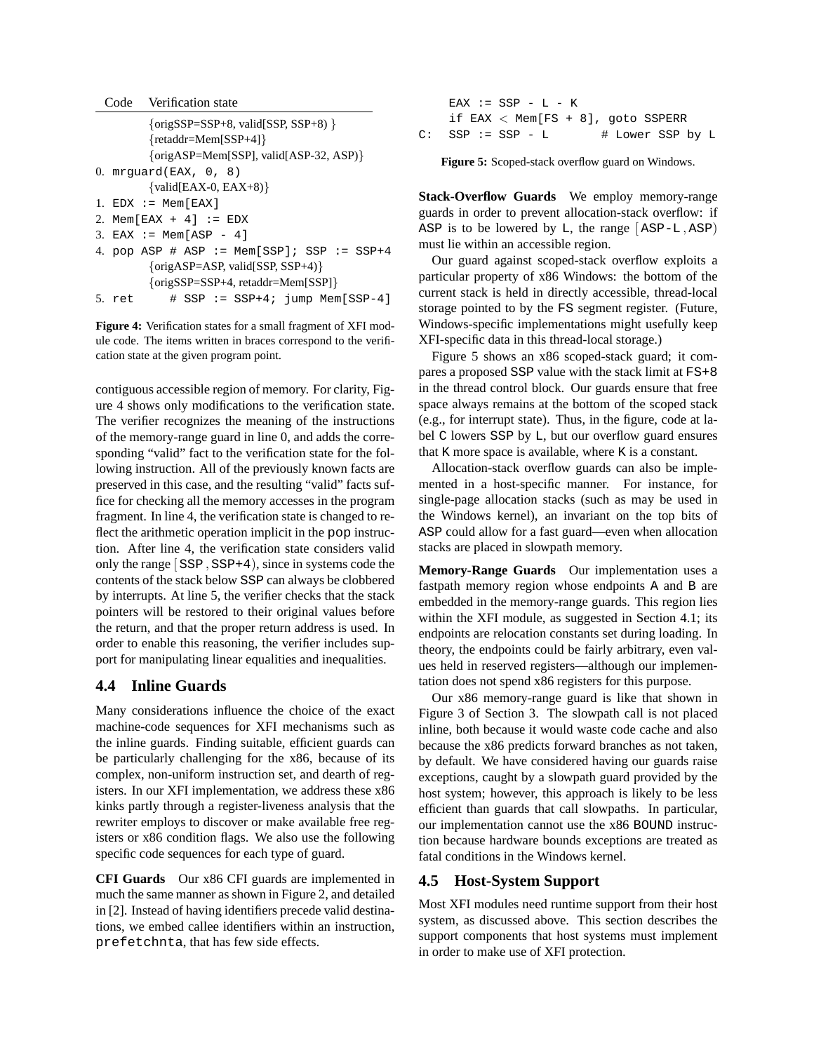```
Code  Verification state
        {origSSP=SSP+8, valid[SSP, SSP+8) }
        {retaddr=Mem[SSP+4]}
        {origASP=Mem[SSP], valid[ASP-32, ASP)}
0. mrguard(EAX, 0, 8)
        {valid[EAX-0, EAX+8)}
1. EDX := Mem[EAX]
2. Mem[EAX + 4] := EDX
3. EAX := Mem[ASP - 4]
4. pop ASP # ASP := Mem[SSP]; SSP := SSP+4
        {origASP=ASP, valid[SSP, SSP+4)}
        {origSSP=SSP+4, retaddr=Mem[SSP]}
5. ret      # SSP := SSP+4; jump Mem[SSP-4]
```

**Figure 4:** Verification states for a small fragment of XFI module code. The items written in braces correspond to the verification state at the given program point.

contiguous accessible region of memory. For clarity, Figure 4 shows only modifications to the verification state. The verifier recognizes the meaning of the instructions of the memory-range guard in line 0, and adds the corresponding "valid" fact to the verification state for the following instruction. All of the previously known facts are preserved in this case, and the resulting "valid" facts suffice for checking all the memory accesses in the program fragment. In line 4, the verification state is changed to reflect the arithmetic operation implicit in the pop instruction. After line 4, the verification state considers valid only the range [SSP, SSP+4), since in systems code the contents of the stack below SSP can always be clobbered by interrupts. At line 5, the verifier checks that the stack pointers will be restored to their original values before the return, and that the proper return address is used. In order to enable this reasoning, the verifier includes support for manipulating linear equalities and inequalities.

## 4.4 Inline Guards

Many considerations influence the choice of the exact machine-code sequences for XFI mechanisms such as the inline guards. Finding suitable, efficient guards can be particularly challenging for the x86, because of its complex, non-uniform instruction set, and dearth of registers. In our XFI implementation, we address these x86 kinks partly through a register-liveness analysis that the rewriter employs to discover or make available free registers or x86 condition flags. We also use the following specific code sequences for each type of guard.

**CFI Guards** Our x86 CFI guards are implemented in much the same manner as shown in Figure 2, and detailed in [2]. Instead of having identifiers precede valid destinations, we embed callee identifiers within an instruction, prefetchnta, that has few side effects.

```
    EAX := SSP - L - K
    if EAX < Mem[FS + 8], goto SSPERR
C:  SSP := SSP - L        # Lower SSP by L
```

**Figure 5:** Scoped-stack overflow guard on Windows.

**Stack-Overflow Guards** We employ memory-range guards in order to prevent allocation-stack overflow: if ASP is to be lowered by L, the range [ASP-L, ASP) must lie within an accessible region.

Our guard against scoped-stack overflow exploits a particular property of x86 Windows: the bottom of the current stack is held in directly accessible, thread-local storage pointed to by the FS segment register. (Future, Windows-specific implementations might usefully keep XFI-specific data in this thread-local storage.)

Figure 5 shows an x86 scoped-stack guard; it compares a proposed SSP value with the stack limit at FS+8 in the thread control block. Our guards ensure that free space always remains at the bottom of the scoped stack (e.g., for interrupt state). Thus, in the figure, code at label C lowers SSP by L, but our overflow guard ensures that K more space is available, where K is a constant.

Allocation-stack overflow guards can also be implemented in a host-specific manner. For instance, for single-page allocation stacks (such as may be used in the Windows kernel), an invariant on the top bits of ASP could allow for a fast guard—even when allocation stacks are placed in slowpath memory.

**Memory-Range Guards** Our implementation uses a fastpath memory region whose endpoints A and B are embedded in the memory-range guards. This region lies within the XFI module, as suggested in Section 4.1; its endpoints are relocation constants set during loading. In theory, the endpoints could be fairly arbitrary, even values held in reserved registers—although our implementation does not spend x86 registers for this purpose.

Our x86 memory-range guard is like that shown in Figure 3 of Section 3. The slowpath call is not placed inline, both because it would waste code cache and also because the x86 predicts forward branches as not taken, by default. We have considered having our guards raise exceptions, caught by a slowpath guard provided by the host system; however, this approach is likely to be less efficient than guards that call slowpaths. In particular, our implementation cannot use the x86 BOUND instruction because hardware bounds exceptions are treated as fatal conditions in the Windows kernel.

## 4.5 Host-System Support

Most XFI modules need runtime support from their host system, as discussed above. This section describes the support components that host systems must implement in order to make use of XFI protection.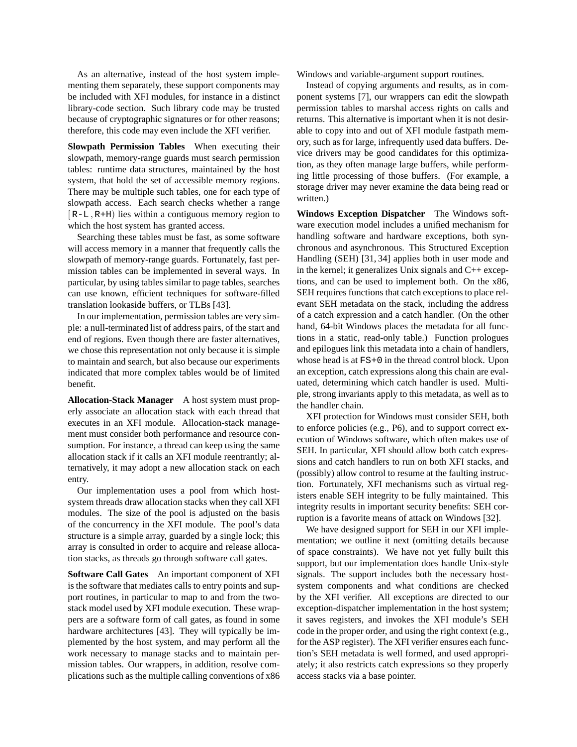As an alternative, instead of the host system implementing them separately, these support components may be included with XFI modules, for instance in a distinct library-code section. Such library code may be trusted because of cryptographic signatures or for other reasons; therefore, this code may even include the XFI verifier.

**Slowpath Permission Tables** When executing their slowpath, memory-range guards must search permission tables: runtime data structures, maintained by the host system, that hold the set of accessible memory regions. There may be multiple such tables, one for each type of slowpath access. Each search checks whether a range [R-L,R+H) lies within a contiguous memory region to which the host system has granted access.

Searching these tables must be fast, as some software will access memory in a manner that frequently calls the slowpath of memory-range guards. Fortunately, fast permission tables can be implemented in several ways. In particular, by using tables similar to page tables, searches can use known, efficient techniques for software-filled translation lookaside buffers, or TLBs [43].

In our implementation, permission tables are very simple: a null-terminated list of address pairs, of the start and end of regions. Even though there are faster alternatives, we chose this representation not only because it is simple to maintain and search, but also because our experiments indicated that more complex tables would be of limited benefit.

**Allocation-Stack Manager** A host system must properly associate an allocation stack with each thread that executes in an XFI module. Allocation-stack management must consider both performance and resource consumption. For instance, a thread can keep using the same allocation stack if it calls an XFI module reentrantly; alternatively, it may adopt a new allocation stack on each entry.

Our implementation uses a pool from which host-system threads draw allocation stacks when they call XFI modules. The size of the pool is adjusted on the basis of the concurrency in the XFI module. The pool's data structure is a simple array, guarded by a single lock; this array is consulted in order to acquire and release allocation stacks, as threads go through software call gates.

**Software Call Gates** An important component of XFI is the software that mediates calls to entry points and support routines, in particular to map to and from the two-stack model used by XFI module execution. These wrappers are a software form of call gates, as found in some hardware architectures [43]. They will typically be implemented by the host system, and may perform all the work necessary to manage stacks and to maintain permission tables. Our wrappers, in addition, resolve complications such as the multiple calling conventions of x86 Windows and variable-argument support routines.

Instead of copying arguments and results, as in component systems [7], our wrappers can edit the slowpath permission tables to marshal access rights on calls and returns. This alternative is important when it is not desirable to copy into and out of XFI module fastpath memory, such as for large, infrequently used data buffers. Device drivers may be good candidates for this optimization, as they often manage large buffers, while performing little processing of those buffers. (For example, a storage driver may never examine the data being read or written.)

**Windows Exception Dispatcher** The Windows software execution model includes a unified mechanism for handling software and hardware exceptions, both synchronous and asynchronous. This Structured Exception Handling (SEH) [31, 34] applies both in user mode and in the kernel; it generalizes Unix signals and C++ exceptions, and can be used to implement both. On the x86, SEH requires functions that catch exceptions to place relevant SEH metadata on the stack, including the address of a catch expression and a catch handler. (On the other hand, 64-bit Windows places the metadata for all functions in a static, read-only table.) Function prologues and epilogues link this metadata into a chain of handlers, whose head is at FS+0 in the thread control block. Upon an exception, catch expressions along this chain are evaluated, determining which catch handler is used. Multiple, strong invariants apply to this metadata, as well as to the handler chain.

XFI protection for Windows must consider SEH, both to enforce policies (e.g., P6), and to support correct execution of Windows software, which often makes use of SEH. In particular, XFI should allow both catch expressions and catch handlers to run on both XFI stacks, and (possibly) allow control to resume at the faulting instruction. Fortunately, XFI mechanisms such as virtual registers enable SEH integrity to be fully maintained. This integrity results in important security benefits: SEH corruption is a favorite means of attack on Windows [32].

We have designed support for SEH in our XFI implementation; we outline it next (omitting details because of space constraints). We have not yet fully built this support, but our implementation does handle Unix-style signals. The support includes both the necessary host-system components and what conditions are checked by the XFI verifier. All exceptions are directed to our exception-dispatcher implementation in the host system; it saves registers, and invokes the XFI module's SEH code in the proper order, and using the right context (e.g., for the ASP register). The XFI verifier ensures each function's SEH metadata is well formed, and used appropriately; it also restricts catch expressions so they properly access stacks via a base pointer.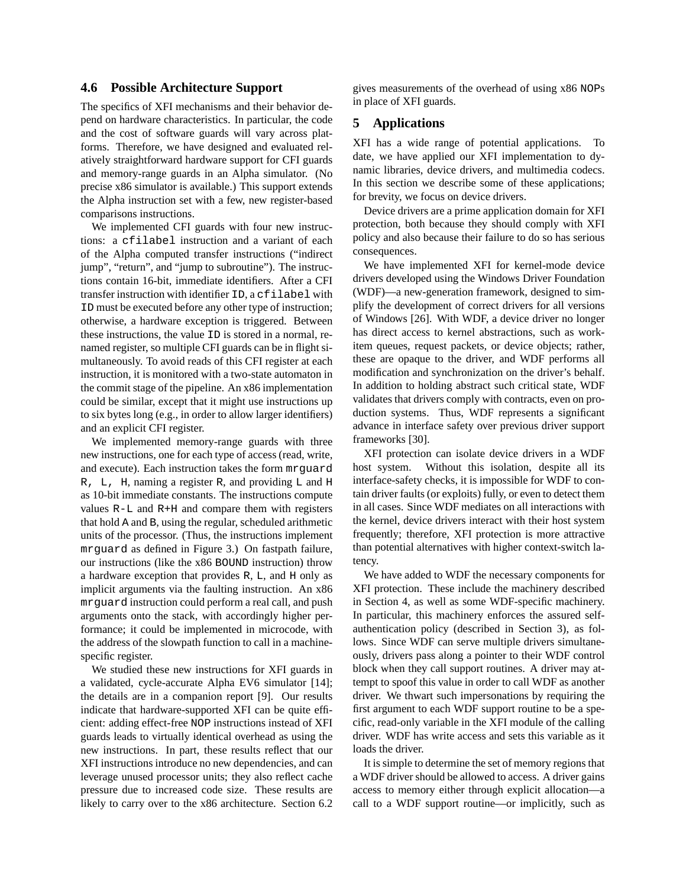### 4.6 Possible Architecture Support

The specifics of XFI mechanisms and their behavior depend on hardware characteristics. In particular, the code and the cost of software guards will vary across platforms. Therefore, we have designed and evaluated relatively straightforward hardware support for CFI guards and memory-range guards in an Alpha simulator. (No precise x86 simulator is available.) This support extends the Alpha instruction set with a few, new register-based comparisons instructions.

We implemented CFI guards with four new instructions: a `cfilabel` instruction and a variant of each of the Alpha computed transfer instructions ("indirect jump", "return", and "jump to subroutine"). The instructions contain 16-bit, immediate identifiers. After a CFI transfer instruction with identifier `ID`, a `cfilabel` with `ID` must be executed before any other type of instruction; otherwise, a hardware exception is triggered. Between these instructions, the value `ID` is stored in a normal, renamed register, so multiple CFI guards can be in flight simultaneously. To avoid reads of this CFI register at each instruction, it is monitored with a two-state automaton in the commit stage of the pipeline. An x86 implementation could be similar, except that it might use instructions up to six bytes long (e.g., in order to allow larger identifiers) and an explicit CFI register.

We implemented memory-range guards with three new instructions, one for each type of access (read, write, and execute). Each instruction takes the form `mrguard R, L, H`, naming a register `R`, and providing `L` and `H` as 10-bit immediate constants. The instructions compute values `R-L` and `R+H` and compare them with registers that hold `A` and `B`, using the regular, scheduled arithmetic units of the processor. (Thus, the instructions implement `mrguard` as defined in Figure 3.) On fastpath failure, our instructions (like the x86 `BOUND` instruction) throw a hardware exception that provides `R`, `L`, and `H` only as implicit arguments via the faulting instruction. An x86 `mrguard` instruction could perform a real call, and push arguments onto the stack, with accordingly higher performance; it could be implemented in microcode, with the address of the slowpath function to call in a machine-specific register.

We studied these new instructions for XFI guards in a validated, cycle-accurate Alpha EV6 simulator [14]; the details are in a companion report [9]. Our results indicate that hardware-supported XFI can be quite efficient: adding effect-free `NOP` instructions instead of XFI guards leads to virtually identical overhead as using the new instructions. In part, these results reflect that our XFI instructions introduce no new dependencies, and can leverage unused processor units; they also reflect cache pressure due to increased code size. These results are likely to carry over to the x86 architecture. Section 6.2 gives measurements of the overhead of using x86 `NOP`s in place of XFI guards.

## 5 Applications

XFI has a wide range of potential applications. To date, we have applied our XFI implementation to dynamic libraries, device drivers, and multimedia codecs. In this section we describe some of these applications; for brevity, we focus on device drivers.

Device drivers are a prime application domain for XFI protection, both because they should comply with XFI policy and also because their failure to do so has serious consequences.

We have implemented XFI for kernel-mode device drivers developed using the Windows Driver Foundation (WDF)—a new-generation framework, designed to simplify the development of correct drivers for all versions of Windows [26]. With WDF, a device driver no longer has direct access to kernel abstractions, such as work-item queues, request packets, or device objects; rather, these are opaque to the driver, and WDF performs all modification and synchronization on the driver's behalf. In addition to holding abstract such critical state, WDF validates that drivers comply with contracts, even on production systems. Thus, WDF represents a significant advance in interface safety over previous driver support frameworks [30].

XFI protection can isolate device drivers in a WDF host system. Without this isolation, despite all its interface-safety checks, it is impossible for WDF to contain driver faults (or exploits) fully, or even to detect them in all cases. Since WDF mediates on all interactions with the kernel, device drivers interact with their host system frequently; therefore, XFI protection is more attractive than potential alternatives with higher context-switch latency.

We have added to WDF the necessary components for XFI protection. These include the machinery described in Section 4, as well as some WDF-specific machinery. In particular, this machinery enforces the assured self-authentication policy (described in Section 3), as follows. Since WDF can serve multiple drivers simultaneously, drivers pass along a pointer to their WDF control block when they call support routines. A driver may attempt to spoof this value in order to call WDF as another driver. We thwart such impersonations by requiring the first argument to each WDF support routine to be a specific, read-only variable in the XFI module of the calling driver. WDF has write access and sets this variable as it loads the driver.

It is simple to determine the set of memory regions that a WDF driver should be allowed to access. A driver gains access to memory either through explicit allocation—a call to a WDF support routine—or implicitly, such as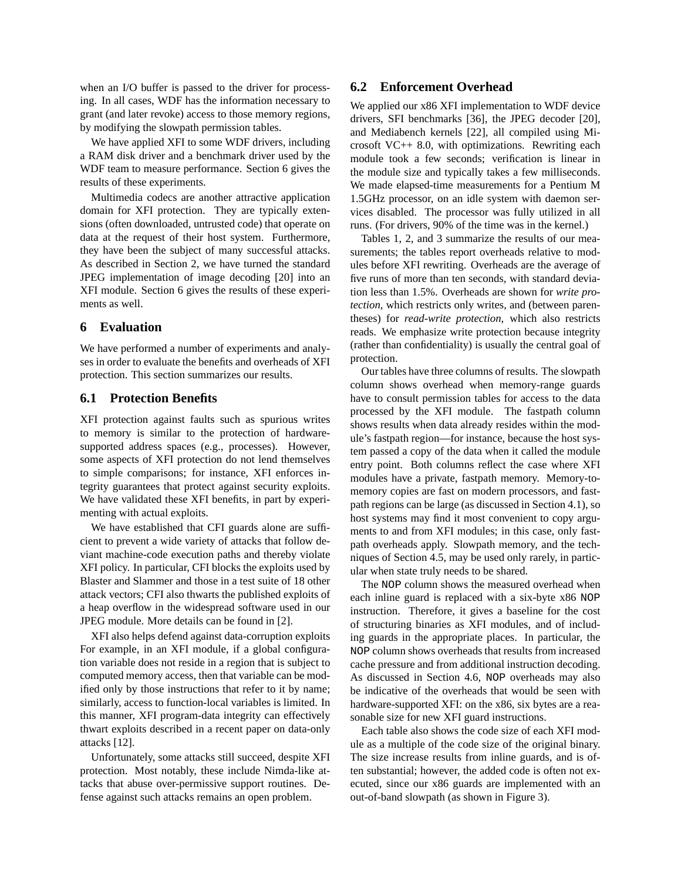when an I/O buffer is passed to the driver for processing. In all cases, WDF has the information necessary to grant (and later revoke) access to those memory regions, by modifying the slowpath permission tables.

We have applied XFI to some WDF drivers, including a RAM disk driver and a benchmark driver used by the WDF team to measure performance. Section 6 gives the results of these experiments.

Multimedia codecs are another attractive application domain for XFI protection. They are typically extensions (often downloaded, untrusted code) that operate on data at the request of their host system. Furthermore, they have been the subject of many successful attacks. As described in Section 2, we have turned the standard JPEG implementation of image decoding [20] into an XFI module. Section 6 gives the results of these experiments as well.

## 6 Evaluation

We have performed a number of experiments and analyses in order to evaluate the benefits and overheads of XFI protection. This section summarizes our results.

### 6.1 Protection Benefits

XFI protection against faults such as spurious writes to memory is similar to the protection of hardware-supported address spaces (e.g., processes). However, some aspects of XFI protection do not lend themselves to simple comparisons; for instance, XFI enforces integrity guarantees that protect against security exploits. We have validated these XFI benefits, in part by experimenting with actual exploits.

We have established that CFI guards alone are sufficient to prevent a wide variety of attacks that follow deviant machine-code execution paths and thereby violate XFI policy. In particular, CFI blocks the exploits used by Blaster and Slammer and those in a test suite of 18 other attack vectors; CFI also thwarts the published exploits of a heap overflow in the widespread software used in our JPEG module. More details can be found in [2].

XFI also helps defend against data-corruption exploits For example, in an XFI module, if a global configuration variable does not reside in a region that is subject to computed memory access, then that variable can be modified only by those instructions that refer to it by name; similarly, access to function-local variables is limited. In this manner, XFI program-data integrity can effectively thwart exploits described in a recent paper on data-only attacks [12].

Unfortunately, some attacks still succeed, despite XFI protection. Most notably, these include Nimda-like attacks that abuse over-permissive support routines. Defense against such attacks remains an open problem.

### 6.2 Enforcement Overhead

We applied our x86 XFI implementation to WDF device drivers, SFI benchmarks [36], the JPEG decoder [20], and Mediabench kernels [22], all compiled using Microsoft VC++ 8.0, with optimizations. Rewriting each module took a few seconds; verification is linear in the module size and typically takes a few milliseconds. We made elapsed-time measurements for a Pentium M 1.5GHz processor, on an idle system with daemon services disabled. The processor was fully utilized in all runs. (For drivers, 90% of the time was in the kernel.)

Tables 1, 2, and 3 summarize the results of our measurements; the tables report overheads relative to modules before XFI rewriting. Overheads are the average of five runs of more than ten seconds, with standard deviation less than 1.5%. Overheads are shown for *write protection*, which restricts only writes, and (between parentheses) for *read-write protection*, which also restricts reads. We emphasize write protection because integrity (rather than confidentiality) is usually the central goal of protection.

Our tables have three columns of results. The slowpath column shows overhead when memory-range guards have to consult permission tables for access to the data processed by the XFI module. The fastpath column shows results when data already resides within the module's fastpath region—for instance, because the host system passed a copy of the data when it called the module entry point. Both columns reflect the case where XFI modules have a private, fastpath memory. Memory-to-memory copies are fast on modern processors, and fastpath regions can be large (as discussed in Section 4.1), so host systems may find it most convenient to copy arguments to and from XFI modules; in this case, only fastpath overheads apply. Slowpath memory, and the techniques of Section 4.5, may be used only rarely, in particular when state truly needs to be shared.

The `NOP` column shows the measured overhead when each inline guard is replaced with a six-byte x86 `NOP` instruction. Therefore, it gives a baseline for the cost of structuring binaries as XFI modules, and of including guards in the appropriate places. In particular, the `NOP` column shows overheads that results from increased cache pressure and from additional instruction decoding. As discussed in Section 4.6, `NOP` overheads may also be indicative of the overheads that would be seen with hardware-supported XFI: on the x86, six bytes are a reasonable size for new XFI guard instructions.

Each table also shows the code size of each XFI module as a multiple of the code size of the original binary. The size increase results from inline guards, and is often substantial; however, the added code is often not executed, since our x86 guards are implemented with an out-of-band slowpath (as shown in Figure 3).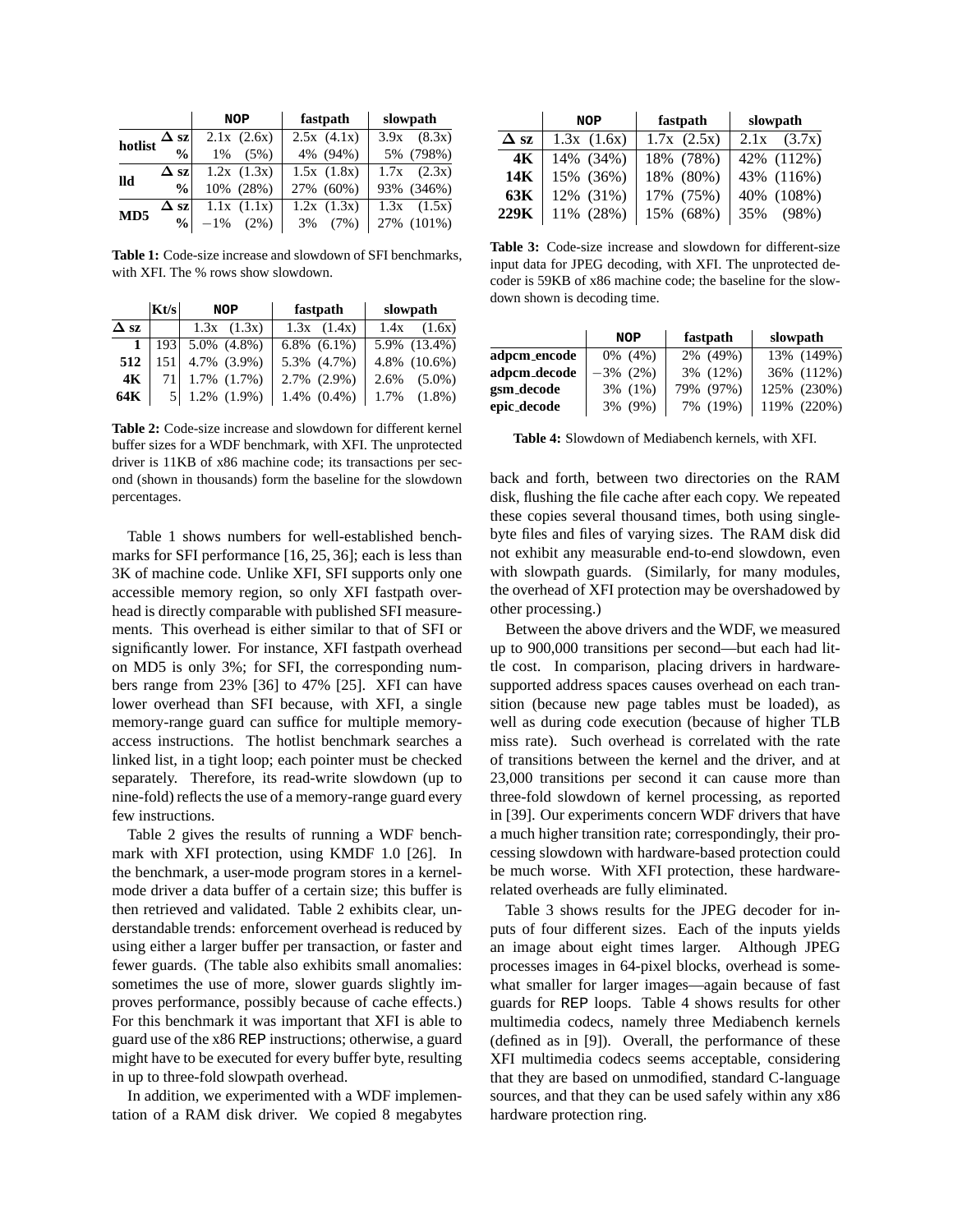| | | NOP | fastpath | slowpath |
|---|---|---|---|---|
| hotlist | Δ sz | 2.1x (2.6x) | 2.5x (4.1x) | 3.9x (8.3x) |
| | % | 1% (5%) | 4% (94%) | 5% (798%) |
| lld | Δ sz | 1.2x (1.3x) | 1.5x (1.8x) | 1.7x (2.3x) |
| | % | 10% (28%) | 27% (60%) | 93% (346%) |
| MD5 | Δ sz | 1.1x (1.1x) | 1.2x (1.3x) | 1.3x (1.5x) |
| | % | −1% (2%) | 3% (7%) | 27% (101%) |

**Table 1:** Code-size increase and slowdown of SFI benchmarks, with XFI. The % rows show slowdown.

| | Kt/s | NOP | fastpath | slowpath |
|---|---|---|---|---|
| Δ sz | | 1.3x (1.3x) | 1.3x (1.4x) | 1.4x (1.6x) |
| **1** | 193 | 5.0% (4.8%) | 6.8% (6.1%) | 5.9% (13.4%) |
| **512** | 151 | 4.7% (3.9%) | 5.3% (4.7%) | 4.8% (10.6%) |
| **4K** | 71 | 1.7% (1.7%) | 2.7% (2.9%) | 2.6% (5.0%) |
| **64K** | 5 | 1.2% (1.9%) | 1.4% (0.4%) | 1.7% (1.8%) |

**Table 2:** Code-size increase and slowdown for different kernel buffer sizes for a WDF benchmark, with XFI. The unprotected driver is 11KB of x86 machine code; its transactions per second (shown in thousands) form the baseline for the slowdown percentages.

Table 1 shows numbers for well-established benchmarks for SFI performance [16, 25, 36]; each is less than 3K of machine code. Unlike XFI, SFI supports only one accessible memory region, so only XFI fastpath overhead is directly comparable with published SFI measurements. This overhead is either similar to that of SFI or significantly lower. For instance, XFI fastpath overhead on MD5 is only 3%; for SFI, the corresponding numbers range from 23% [36] to 47% [25]. XFI can have lower overhead than SFI because, with XFI, a single memory-range guard can suffice for multiple memory-access instructions. The hotlist benchmark searches a linked list, in a tight loop; each pointer must be checked separately. Therefore, its read-write slowdown (up to nine-fold) reflects the use of a memory-range guard every few instructions.

Table 2 gives the results of running a WDF benchmark with XFI protection, using KMDF 1.0 [26]. In the benchmark, a user-mode program stores in a kernel-mode driver a data buffer of a certain size; this buffer is then retrieved and validated. Table 2 exhibits clear, understandable trends: enforcement overhead is reduced by using either a larger buffer per transaction, or faster and fewer guards. (The table also exhibits small anomalies: sometimes the use of more, slower guards slightly improves performance, possibly because of cache effects.) For this benchmark it was important that XFI is able to guard use of the x86 REP instructions; otherwise, a guard might have to be executed for every buffer byte, resulting in up to three-fold slowpath overhead.

In addition, we experimented with a WDF implementation of a RAM disk driver. We copied 8 megabytes back and forth, between two directories on the RAM disk, flushing the file cache after each copy. We repeated these copies several thousand times, both using single-byte files and files of varying sizes. The RAM disk did not exhibit any measurable end-to-end slowdown, even with slowpath guards. (Similarly, for many modules, the overhead of XFI protection may be overshadowed by other processing.)

Between the above drivers and the WDF, we measured up to 900,000 transitions per second—but each had little cost. In comparison, placing drivers in hardware-supported address spaces causes overhead on each transition (because new page tables must be loaded), as well as during code execution (because of higher TLB miss rate). Such overhead is correlated with the rate of transitions between the kernel and the driver, and at 23,000 transitions per second it can cause more than three-fold slowdown of kernel processing, as reported in [39]. Our experiments concern WDF drivers that have a much higher transition rate; correspondingly, their processing slowdown with hardware-based protection could be much worse. With XFI protection, these hardware-related overheads are fully eliminated.

| | NOP | fastpath | slowpath |
|---|---|---|---|
| Δ sz | 1.3x (1.6x) | 1.7x (2.5x) | 2.1x (3.7x) |
| **4K** | 14% (34%) | 18% (78%) | 42% (112%) |
| **14K** | 15% (36%) | 18% (80%) | 43% (116%) |
| **63K** | 12% (31%) | 17% (75%) | 40% (108%) |
| **229K** | 11% (28%) | 15% (68%) | 35% (98%) |

**Table 3:** Code-size increase and slowdown for different-size input data for JPEG decoding, with XFI. The unprotected decoder is 59KB of x86 machine code; the baseline for the slowdown shown is decoding time.

| | NOP | fastpath | slowpath |
|---|---|---|---|
| adpcm_encode | 0% (4%) | 2% (49%) | 13% (149%) |
| adpcm_decode | −3% (2%) | 3% (12%) | 36% (112%) |
| gsm_decode | 3% (1%) | 79% (97%) | 125% (230%) |
| epic_decode | 3% (9%) | 7% (19%) | 119% (220%) |

**Table 4:** Slowdown of Mediabench kernels, with XFI.

Table 3 shows results for the JPEG decoder for inputs of four different sizes. Each of the inputs yields an image about eight times larger. Although JPEG processes images in 64-pixel blocks, overhead is somewhat smaller for larger images—again because of fast guards for REP loops. Table 4 shows results for other multimedia codecs, namely three Mediabench kernels (defined as in [9]). Overall, the performance of these XFI multimedia codecs seems acceptable, considering that they are based on unmodified, standard C-language sources, and that they can be used safely within any x86 hardware protection ring.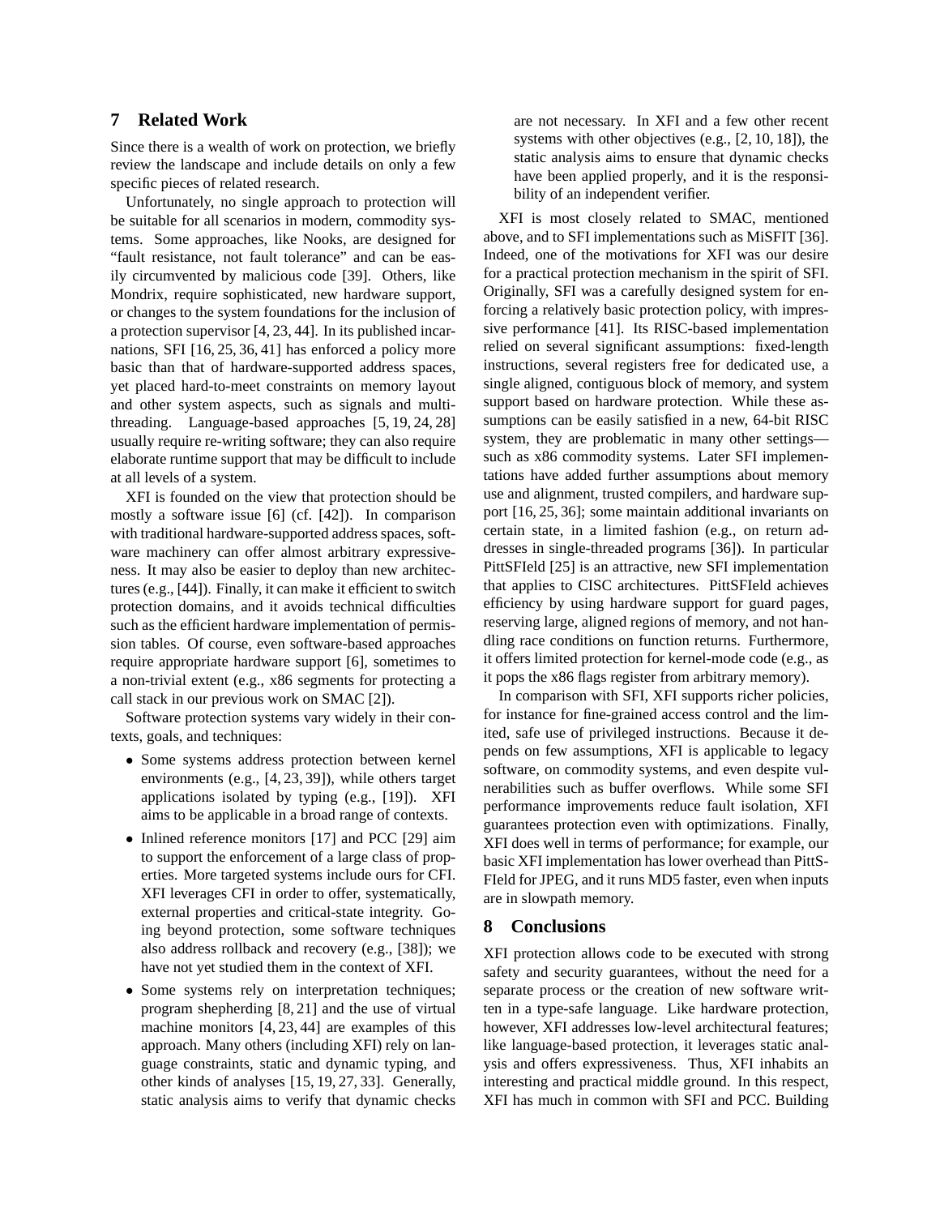## 7 Related Work

Since there is a wealth of work on protection, we briefly review the landscape and include details on only a few specific pieces of related research.

Unfortunately, no single approach to protection will be suitable for all scenarios in modern, commodity systems. Some approaches, like Nooks, are designed for "fault resistance, not fault tolerance" and can be easily circumvented by malicious code [39]. Others, like Mondrix, require sophisticated, new hardware support, or changes to the system foundations for the inclusion of a protection supervisor [4, 23, 44]. In its published incarnations, SFI [16, 25, 36, 41] has enforced a policy more basic than that of hardware-supported address spaces, yet placed hard-to-meet constraints on memory layout and other system aspects, such as signals and multi-threading. Language-based approaches [5, 19, 24, 28] usually require re-writing software; they can also require elaborate runtime support that may be difficult to include at all levels of a system.

XFI is founded on the view that protection should be mostly a software issue [6] (cf. [42]). In comparison with traditional hardware-supported address spaces, software machinery can offer almost arbitrary expressiveness. It may also be easier to deploy than new architectures (e.g., [44]). Finally, it can make it efficient to switch protection domains, and it avoids technical difficulties such as the efficient hardware implementation of permission tables. Of course, even software-based approaches require appropriate hardware support [6], sometimes to a non-trivial extent (e.g., x86 segments for protecting a call stack in our previous work on SMAC [2]).

Software protection systems vary widely in their contexts, goals, and techniques:

- Some systems address protection between kernel environments (e.g., [4, 23, 39]), while others target applications isolated by typing (e.g., [19]). XFI aims to be applicable in a broad range of contexts.
- Inlined reference monitors [17] and PCC [29] aim to support the enforcement of a large class of properties. More targeted systems include ours for CFI. XFI leverages CFI in order to offer, systematically, external properties and critical-state integrity. Going beyond protection, some software techniques also address rollback and recovery (e.g., [38]); we have not yet studied them in the context of XFI.
- Some systems rely on interpretation techniques; program shepherding [8, 21] and the use of virtual machine monitors [4, 23, 44] are examples of this approach. Many others (including XFI) rely on language constraints, static and dynamic typing, and other kinds of analyses [15, 19, 27, 33]. Generally, static analysis aims to verify that dynamic checks are not necessary. In XFI and a few other recent systems with other objectives (e.g., [2, 10, 18]), the static analysis aims to ensure that dynamic checks have been applied properly, and it is the responsibility of an independent verifier.

XFI is most closely related to SMAC, mentioned above, and to SFI implementations such as MiSFIT [36]. Indeed, one of the motivations for XFI was our desire for a practical protection mechanism in the spirit of SFI. Originally, SFI was a carefully designed system for enforcing a relatively basic protection policy, with impressive performance [41]. Its RISC-based implementation relied on several significant assumptions: fixed-length instructions, several registers free for dedicated use, a single aligned, contiguous block of memory, and system support based on hardware protection. While these assumptions can be easily satisfied in a new, 64-bit RISC system, they are problematic in many other settings—such as x86 commodity systems. Later SFI implementations have added further assumptions about memory use and alignment, trusted compilers, and hardware support [16, 25, 36]; some maintain additional invariants on certain state, in a limited fashion (e.g., on return addresses in single-threaded programs [36]). In particular PittSFIeld [25] is an attractive, new SFI implementation that applies to CISC architectures. PittSFIeld achieves efficiency by using hardware support for guard pages, reserving large, aligned regions of memory, and not handling race conditions on function returns. Furthermore, it offers limited protection for kernel-mode code (e.g., as it pops the x86 flags register from arbitrary memory).

In comparison with SFI, XFI supports richer policies, for instance for fine-grained access control and the limited, safe use of privileged instructions. Because it depends on few assumptions, XFI is applicable to legacy software, on commodity systems, and even despite vulnerabilities such as buffer overflows. While some SFI performance improvements reduce fault isolation, XFI guarantees protection even with optimizations. Finally, XFI does well in terms of performance; for example, our basic XFI implementation has lower overhead than PittSFIeld for JPEG, and it runs MD5 faster, even when inputs are in slowpath memory.

## 8 Conclusions

XFI protection allows code to be executed with strong safety and security guarantees, without the need for a separate process or the creation of new software written in a type-safe language. Like hardware protection, however, XFI addresses low-level architectural features; like language-based protection, it leverages static analysis and offers expressiveness. Thus, XFI inhabits an interesting and practical middle ground. In this respect, XFI has much in common with SFI and PCC. Building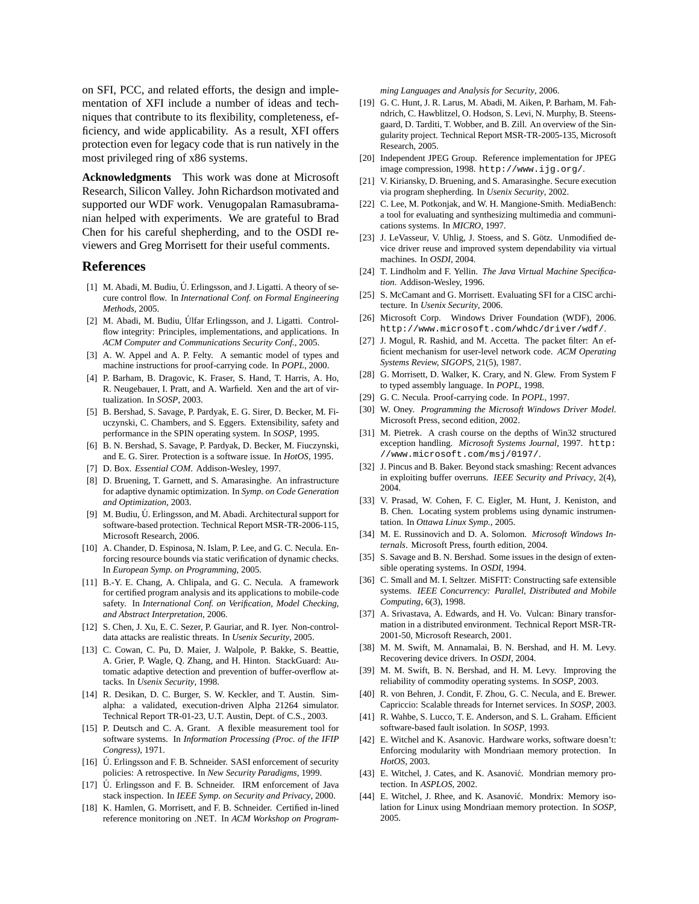on SFI, PCC, and related efforts, the design and implementation of XFI include a number of ideas and techniques that contribute to its flexibility, completeness, efficiency, and wide applicability. As a result, XFI offers protection even for legacy code that is run natively in the most privileged ring of x86 systems.

**Acknowledgments** This work was done at Microsoft Research, Silicon Valley. John Richardson motivated and supported our WDF work. Venugopalan Ramasubramanian helped with experiments. We are grateful to Brad Chen for his careful shepherding, and to the OSDI reviewers and Greg Morrisett for their useful comments.

## References

[1] M. Abadi, M. Budiu, Ú. Erlingsson, and J. Ligatti. A theory of secure control flow. In *International Conf. on Formal Engineering Methods*, 2005.

[2] M. Abadi, M. Budiu, Úlfar Erlingsson, and J. Ligatti. Control-flow integrity: Principles, implementations, and applications. In *ACM Computer and Communications Security Conf.*, 2005.

[3] A. W. Appel and A. P. Felty. A semantic model of types and machine instructions for proof-carrying code. In *POPL*, 2000.

[4] P. Barham, B. Dragovic, K. Fraser, S. Hand, T. Harris, A. Ho, R. Neugebauer, I. Pratt, and A. Warfield. Xen and the art of virtualization. In *SOSP*, 2003.

[5] B. Bershad, S. Savage, P. Pardyak, E. G. Sirer, D. Becker, M. Fiuczynski, C. Chambers, and S. Eggers. Extensibility, safety and performance in the SPIN operating system. In *SOSP*, 1995.

[6] B. N. Bershad, S. Savage, P. Pardyak, D. Becker, M. Fiuczynski, and E. G. Sirer. Protection is a software issue. In *HotOS*, 1995.

[7] D. Box. *Essential COM*. Addison-Wesley, 1997.

[8] D. Bruening, T. Garnett, and S. Amarasinghe. An infrastructure for adaptive dynamic optimization. In *Symp. on Code Generation and Optimization*, 2003.

[9] M. Budiu, Ú. Erlingsson, and M. Abadi. Architectural support for software-based protection. Technical Report MSR-TR-2006-115, Microsoft Research, 2006.

[10] A. Chander, D. Espinosa, N. Islam, P. Lee, and G. C. Necula. Enforcing resource bounds via static verification of dynamic checks. In *European Symp. on Programming*, 2005.

[11] B.-Y. E. Chang, A. Chlipala, and G. C. Necula. A framework for certified program analysis and its applications to mobile-code safety. In *International Conf. on Verification, Model Checking, and Abstract Interpretation*, 2006.

[12] S. Chen, J. Xu, E. C. Sezer, P. Gauriar, and R. Iyer. Non-control-data attacks are realistic threats. In *Usenix Security*, 2005.

[13] C. Cowan, C. Pu, D. Maier, J. Walpole, P. Bakke, S. Beattie, A. Grier, P. Wagle, Q. Zhang, and H. Hinton. StackGuard: Automatic adaptive detection and prevention of buffer-overflow attacks. In *Usenix Security*, 1998.

[14] R. Desikan, D. C. Burger, S. W. Keckler, and T. Austin. Sim-alpha: a validated, execution-driven Alpha 21264 simulator. Technical Report TR-01-23, U.T. Austin, Dept. of C.S., 2003.

[15] P. Deutsch and C. A. Grant. A flexible measurement tool for software systems. In *Information Processing (Proc. of the IFIP Congress)*, 1971.

[16] Ú. Erlingsson and F. B. Schneider. SASI enforcement of security policies: A retrospective. In *New Security Paradigms*, 1999.

[17] Ú. Erlingsson and F. B. Schneider. IRM enforcement of Java stack inspection. In *IEEE Symp. on Security and Privacy*, 2000.

[18] K. Hamlen, G. Morrisett, and F. B. Schneider. Certified in-lined reference monitoring on .NET. In *ACM Workshop on Programming Languages and Analysis for Security*, 2006.

[19] G. C. Hunt, J. R. Larus, M. Abadi, M. Aiken, P. Barham, M. Fahndrich, C. Hawblitzel, O. Hodson, S. Levi, N. Murphy, B. Steensgaard, D. Tarditi, T. Wobber, and B. Zill. An overview of the Singularity project. Technical Report MSR-TR-2005-135, Microsoft Research, 2005.

[20] Independent JPEG Group. Reference implementation for JPEG image compression, 1998. `http://www.ijg.org/`.

[21] V. Kiriansky, D. Bruening, and S. Amarasinghe. Secure execution via program shepherding. In *Usenix Security*, 2002.

[22] C. Lee, M. Potkonjak, and W. H. Mangione-Smith. MediaBench: a tool for evaluating and synthesizing multimedia and communications systems. In *MICRO*, 1997.

[23] J. LeVasseur, V. Uhlig, J. Stoess, and S. Götz. Unmodified device driver reuse and improved system dependability via virtual machines. In *OSDI*, 2004.

[24] T. Lindholm and F. Yellin. *The Java Virtual Machine Specification*. Addison-Wesley, 1996.

[25] S. McCamant and G. Morrisett. Evaluating SFI for a CISC architecture. In *Usenix Security*, 2006.

[26] Microsoft Corp. Windows Driver Foundation (WDF), 2006. `http://www.microsoft.com/whdc/driver/wdf/`.

[27] J. Mogul, R. Rashid, and M. Accetta. The packet filter: An efficient mechanism for user-level network code. *ACM Operating Systems Review, SIGOPS*, 21(5), 1987.

[28] G. Morrisett, D. Walker, K. Crary, and N. Glew. From System F to typed assembly language. In *POPL*, 1998.

[29] G. C. Necula. Proof-carrying code. In *POPL*, 1997.

[30] W. Oney. *Programming the Microsoft Windows Driver Model*. Microsoft Press, second edition, 2002.

[31] M. Pietrek. A crash course on the depths of Win32 structured exception handling. *Microsoft Systems Journal*, 1997. `http://www.microsoft.com/msj/0197/`.

[32] J. Pincus and B. Baker. Beyond stack smashing: Recent advances in exploiting buffer overruns. *IEEE Security and Privacy*, 2(4), 2004.

[33] V. Prasad, W. Cohen, F. C. Eigler, M. Hunt, J. Keniston, and B. Chen. Locating system problems using dynamic instrumentation. In *Ottawa Linux Symp.*, 2005.

[34] M. E. Russinovich and D. A. Solomon. *Microsoft Windows Internals*. Microsoft Press, fourth edition, 2004.

[35] S. Savage and B. N. Bershad. Some issues in the design of extensible operating systems. In *OSDI*, 1994.

[36] C. Small and M. I. Seltzer. MiSFIT: Constructing safe extensible systems. *IEEE Concurrency: Parallel, Distributed and Mobile Computing*, 6(3), 1998.

[37] A. Srivastava, A. Edwards, and H. Vo. Vulcan: Binary transformation in a distributed environment. Technical Report MSR-TR-2001-50, Microsoft Research, 2001.

[38] M. M. Swift, M. Annamalai, B. N. Bershad, and H. M. Levy. Recovering device drivers. In *OSDI*, 2004.

[39] M. M. Swift, B. N. Bershad, and H. M. Levy. Improving the reliability of commodity operating systems. In *SOSP*, 2003.

[40] R. von Behren, J. Condit, F. Zhou, G. C. Necula, and E. Brewer. Capriccio: Scalable threads for Internet services. In *SOSP*, 2003.

[41] R. Wahbe, S. Lucco, T. E. Anderson, and S. L. Graham. Efficient software-based fault isolation. In *SOSP*, 1993.

[42] E. Witchel and K. Asanovic. Hardware works, software doesn't: Enforcing modularity with Mondriaan memory protection. In *HotOS*, 2003.

[43] E. Witchel, J. Cates, and K. Asanović. Mondrian memory protection. In *ASPLOS*, 2002.

[44] E. Witchel, J. Rhee, and K. Asanović. Mondrix: Memory isolation for Linux using Mondriaan memory protection. In *SOSP*, 2005.